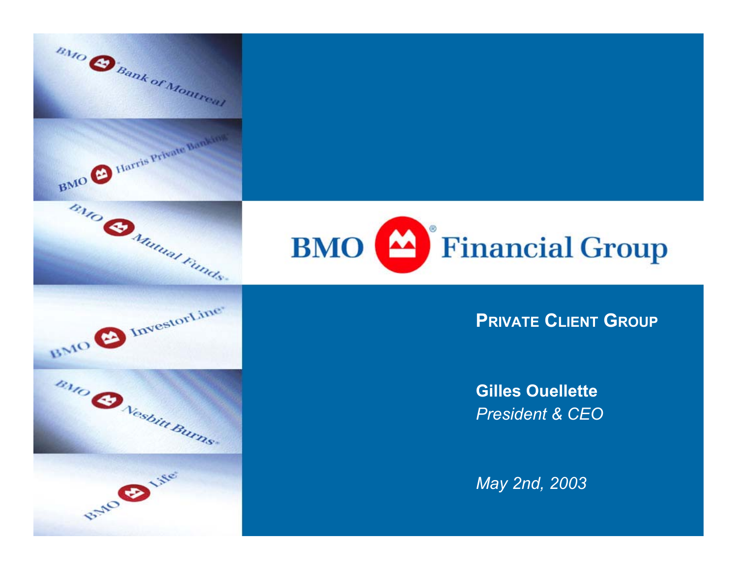# BMO Financial Group

## Private Client Group

**Gilles Ouellette**
*President & CEO*

*May 2nd, 2003*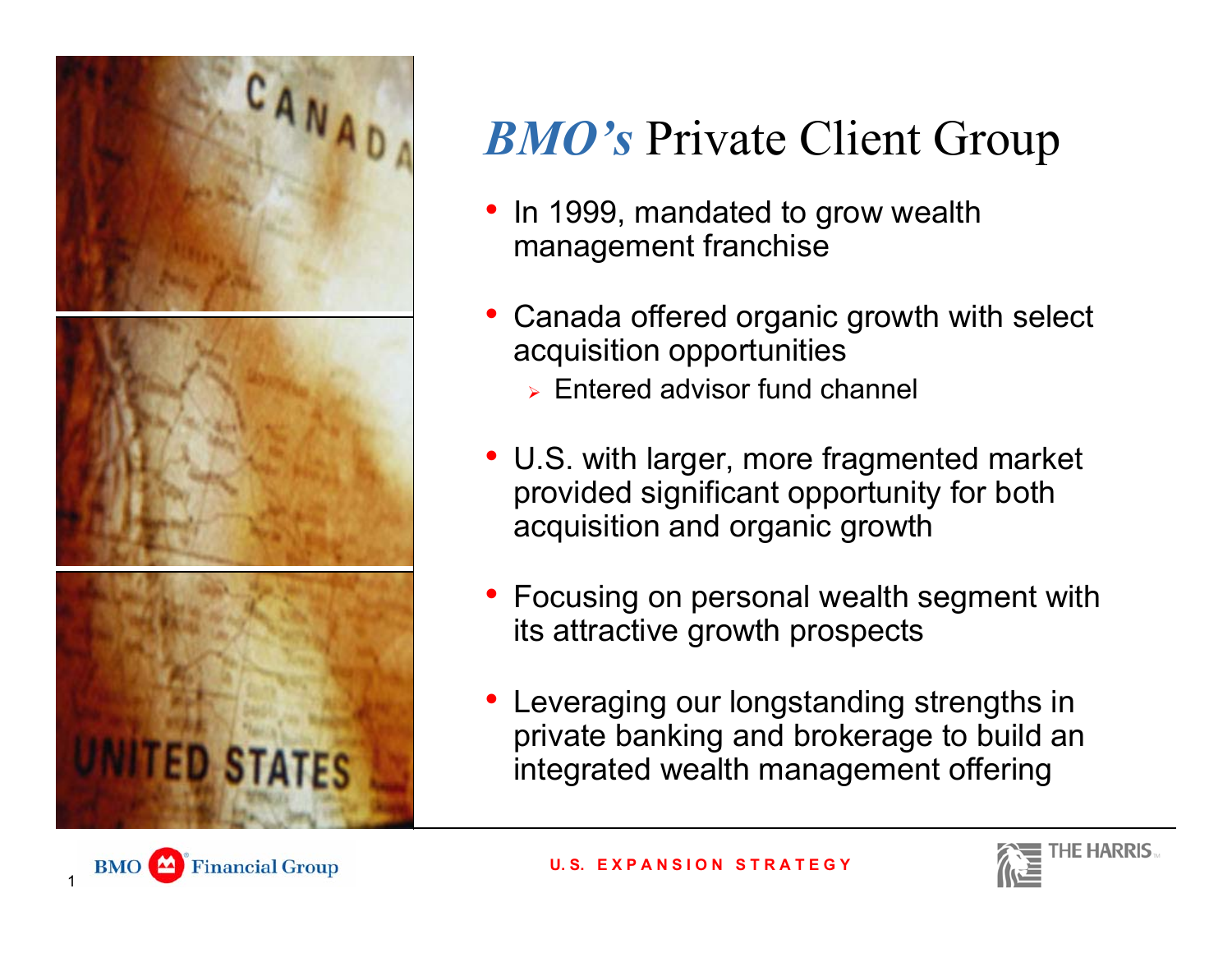# *BMO's* Private Client Group

- In 1999, mandated to grow wealth management franchise
- Canada offered organic growth with select acquisition opportunities
  - Entered advisor fund channel
- U.S. with larger, more fragmented market provided significant opportunity for both acquisition and organic growth
- Focusing on personal wealth segment with its attractive growth prospects
- Leveraging our longstanding strengths in private banking and brokerage to build an integrated wealth management offering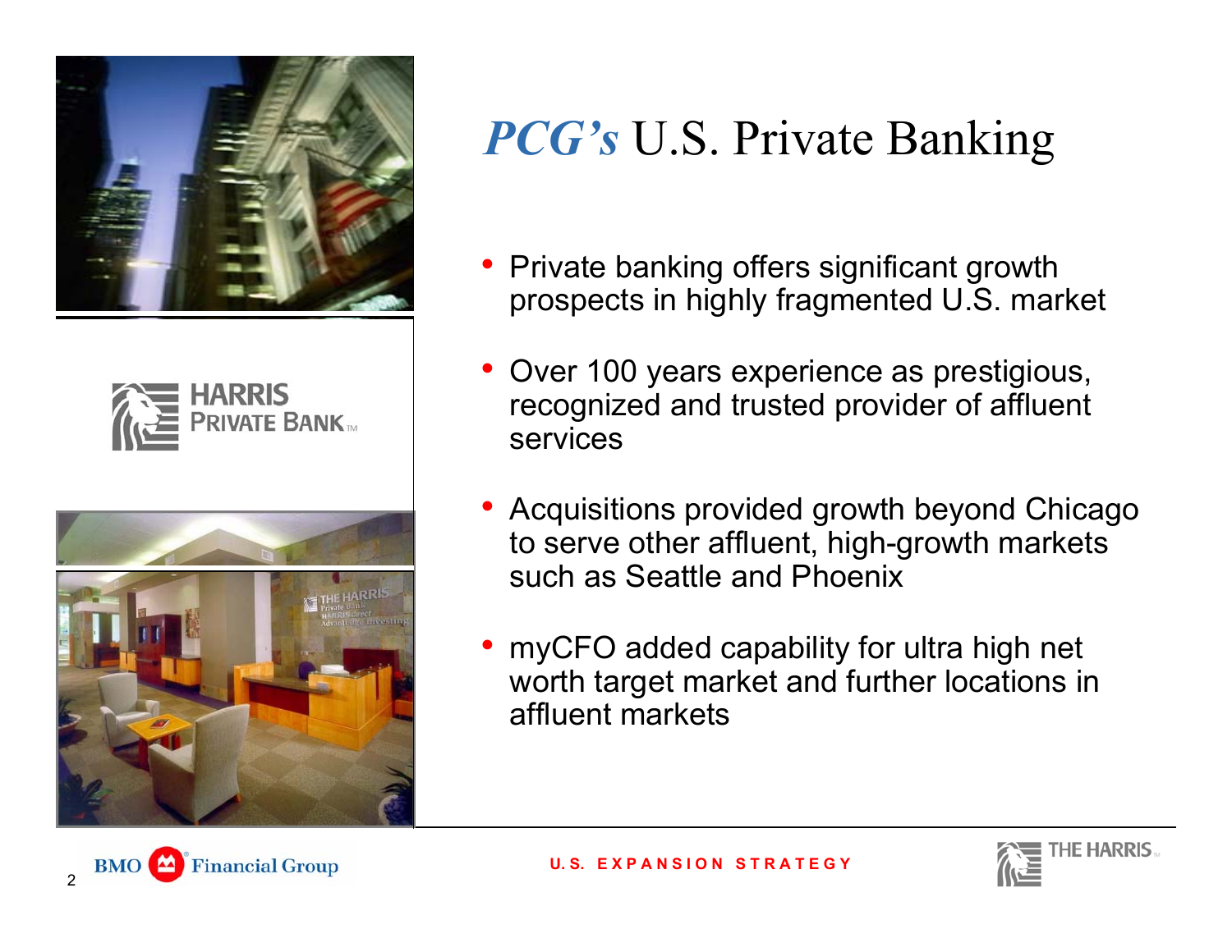# *PCG's* U.S. Private Banking

- Private banking offers significant growth prospects in highly fragmented U.S. market
- Over 100 years experience as prestigious, recognized and trusted provider of affluent services
- Acquisitions provided growth beyond Chicago to serve other affluent, high-growth markets such as Seattle and Phoenix
- myCFO added capability for ultra high net worth target market and further locations in affluent markets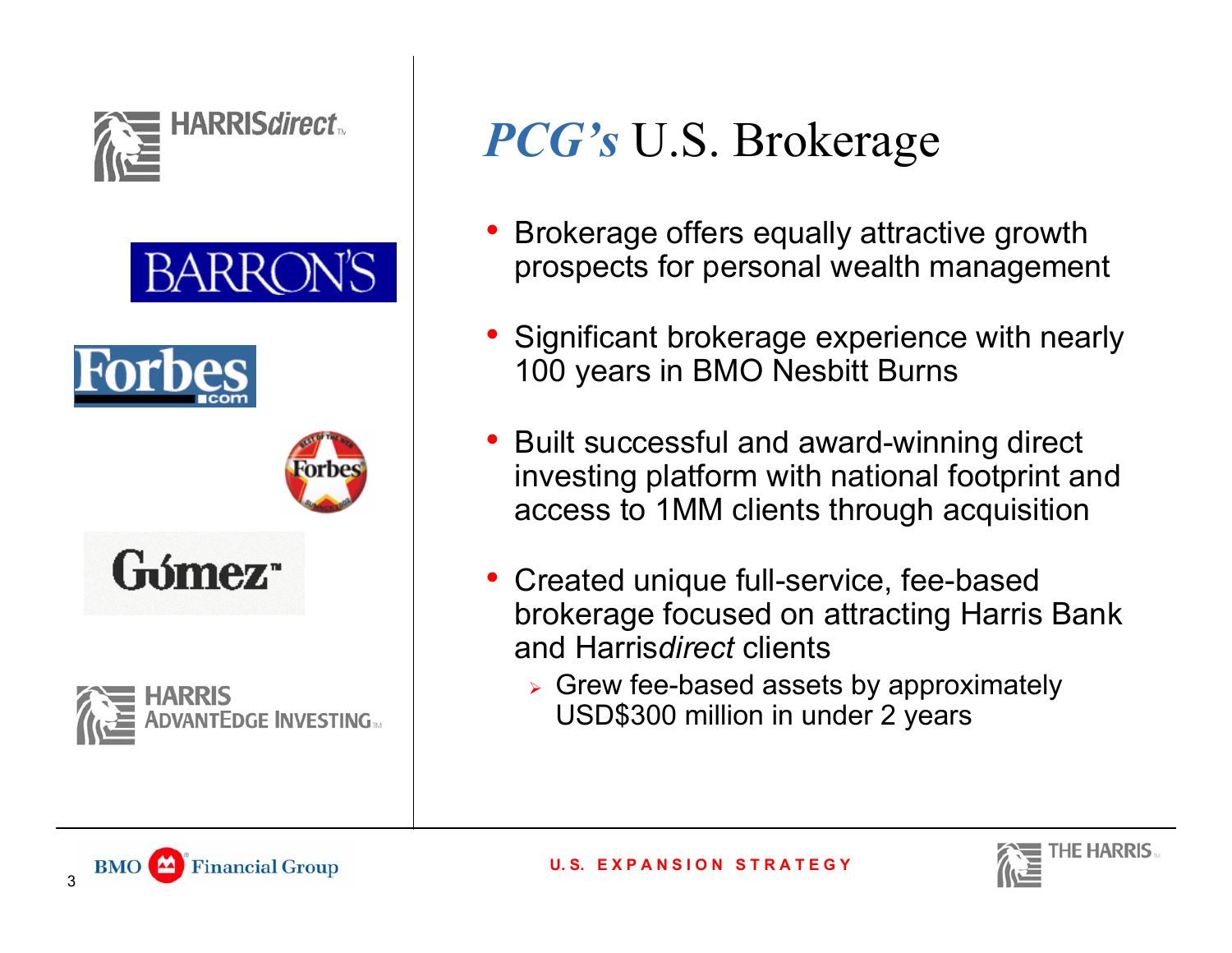# *PCG's* U.S. Brokerage

- Brokerage offers equally attractive growth prospects for personal wealth management
- Significant brokerage experience with nearly 100 years in BMO Nesbitt Burns
- Built successful and award-winning direct investing platform with national footprint and access to 1MM clients through acquisition
- Created unique full-service, fee-based brokerage focused on attracting Harris Bank and Harris*direct* clients
  - Grew fee-based assets by approximately USD$300 million in under 2 years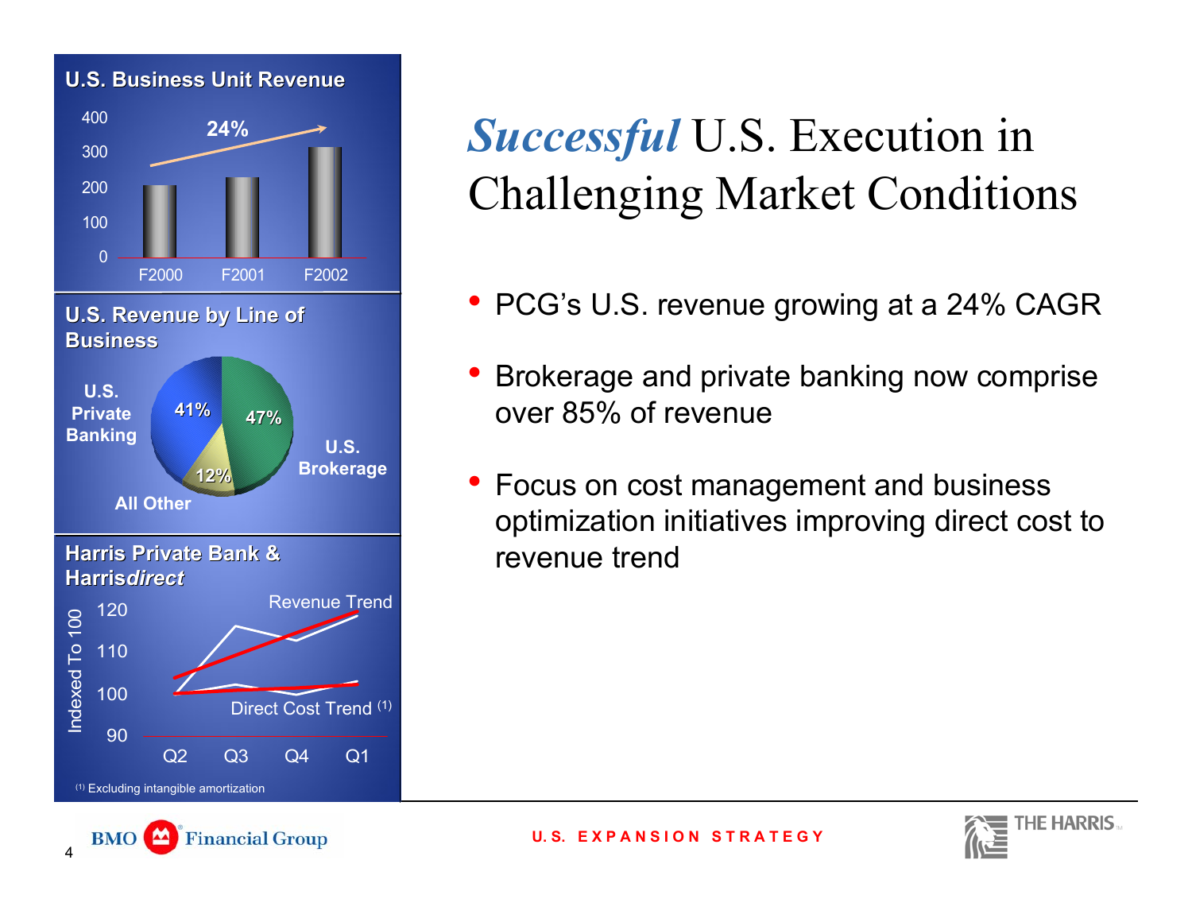# *Successful* U.S. Execution in Challenging Market Conditions

## U.S. Business Unit Revenue

24% (F2000 – F2002)

## U.S. Revenue by Line of Business

- U.S. Brokerage: 47%
- U.S. Private Banking: 41%
- All Other: 12%

## Harris Private Bank & Harris*direct*

Indexed To 100 — Revenue Trend and Direct Cost Trend [(1)] (Q2, Q3, Q4, Q1)

(1) Excluding intangible amortization

- PCG's U.S. revenue growing at a 24% CAGR
- Brokerage and private banking now comprise over 85% of revenue
- Focus on cost management and business optimization initiatives improving direct cost to revenue trend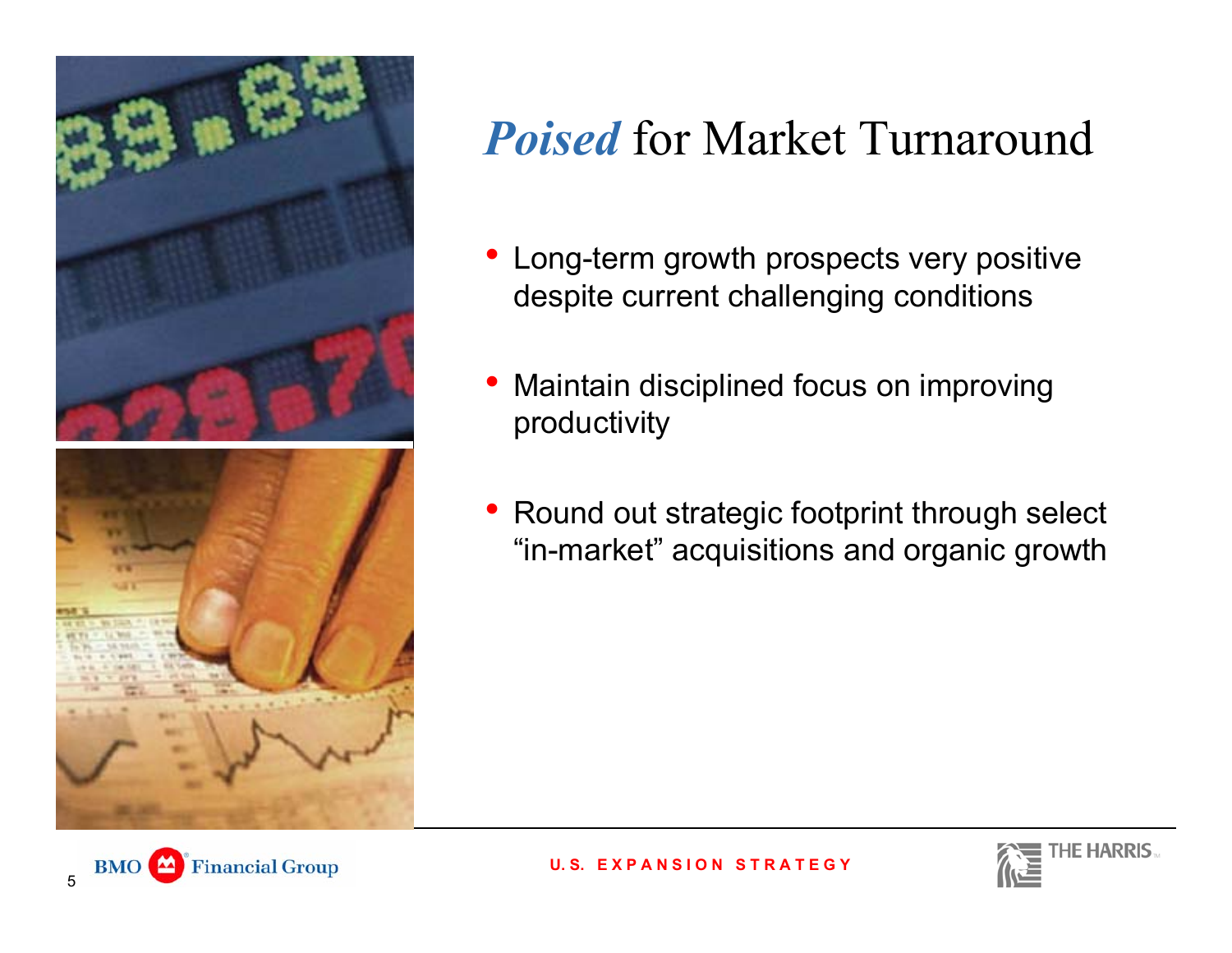# *Poised* for Market Turnaround

- Long-term growth prospects very positive despite current challenging conditions
- Maintain disciplined focus on improving productivity
- Round out strategic footprint through select "in-market" acquisitions and organic growth